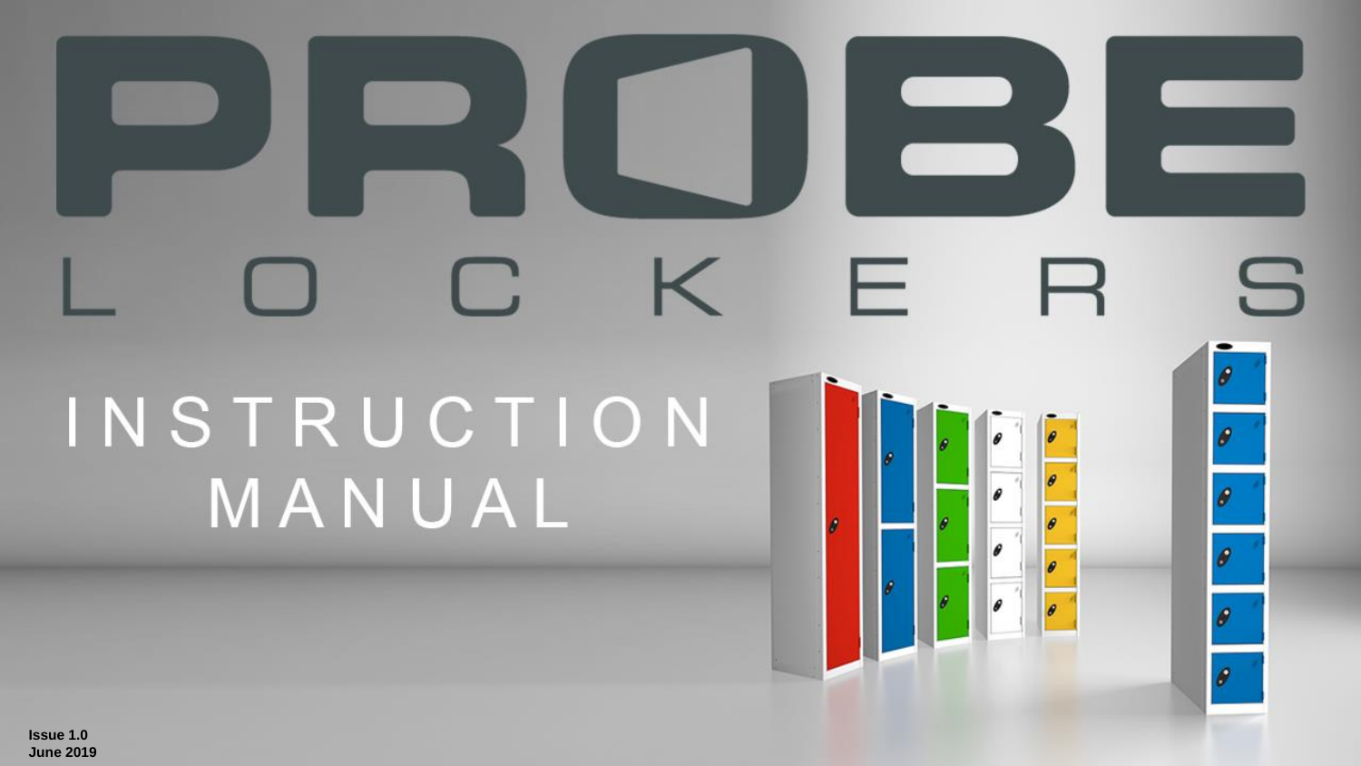# PROBE LOCKERS

## INSTRUCTION MANUAL

**Issue 1.0**
**June 2019**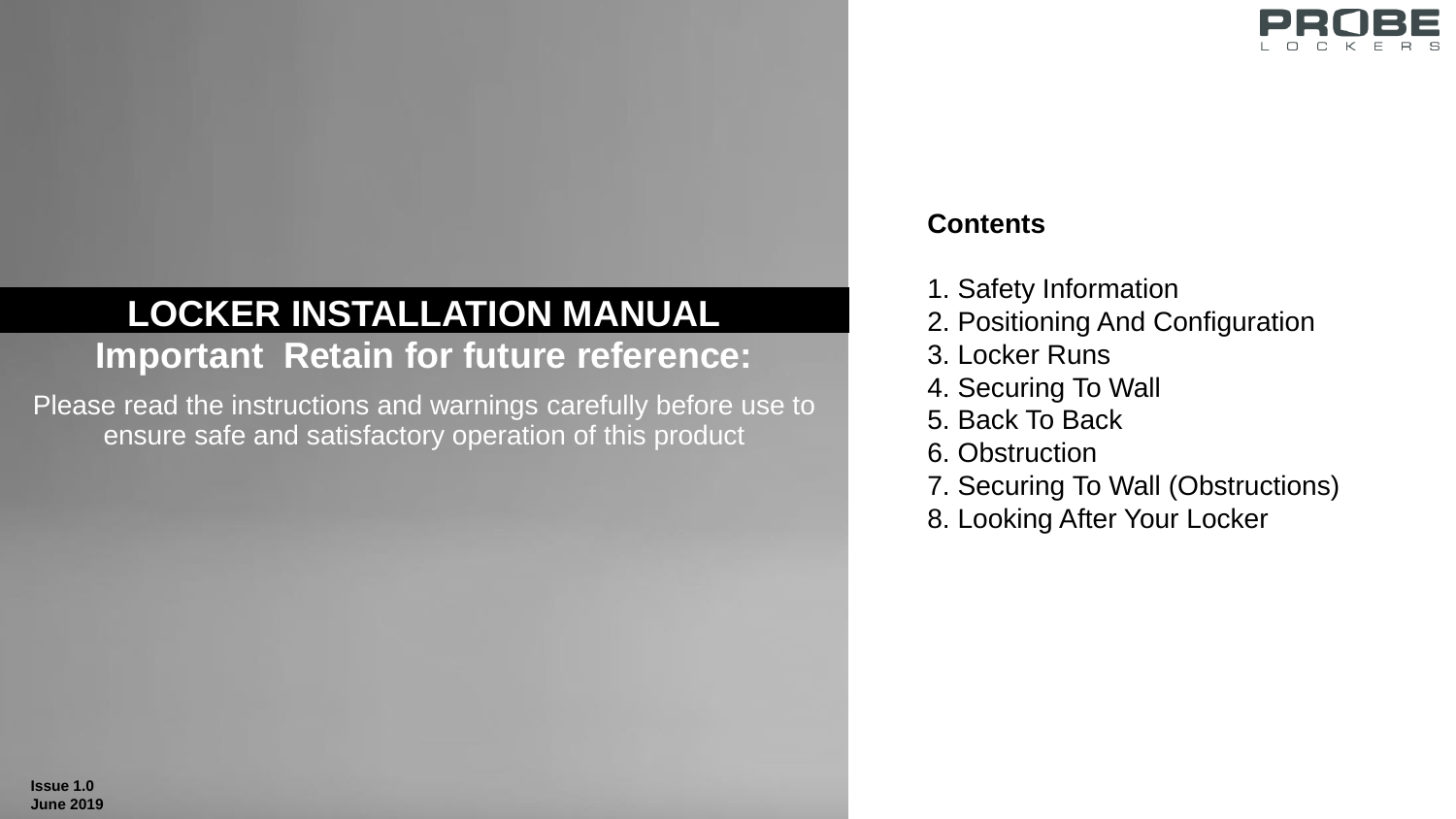PROBE LOCKERS

# LOCKER INSTALLATION MANUAL

## Important  Retain for future reference:

Please read the instructions and warnings carefully before use to ensure safe and satisfactory operation of this product

**Issue 1.0**
**June 2019**

**Contents**

1. Safety Information
2. Positioning And Configuration
3. Locker Runs
4. Securing To Wall
5. Back To Back
6. Obstruction
7. Securing To Wall (Obstructions)
8. Looking After Your Locker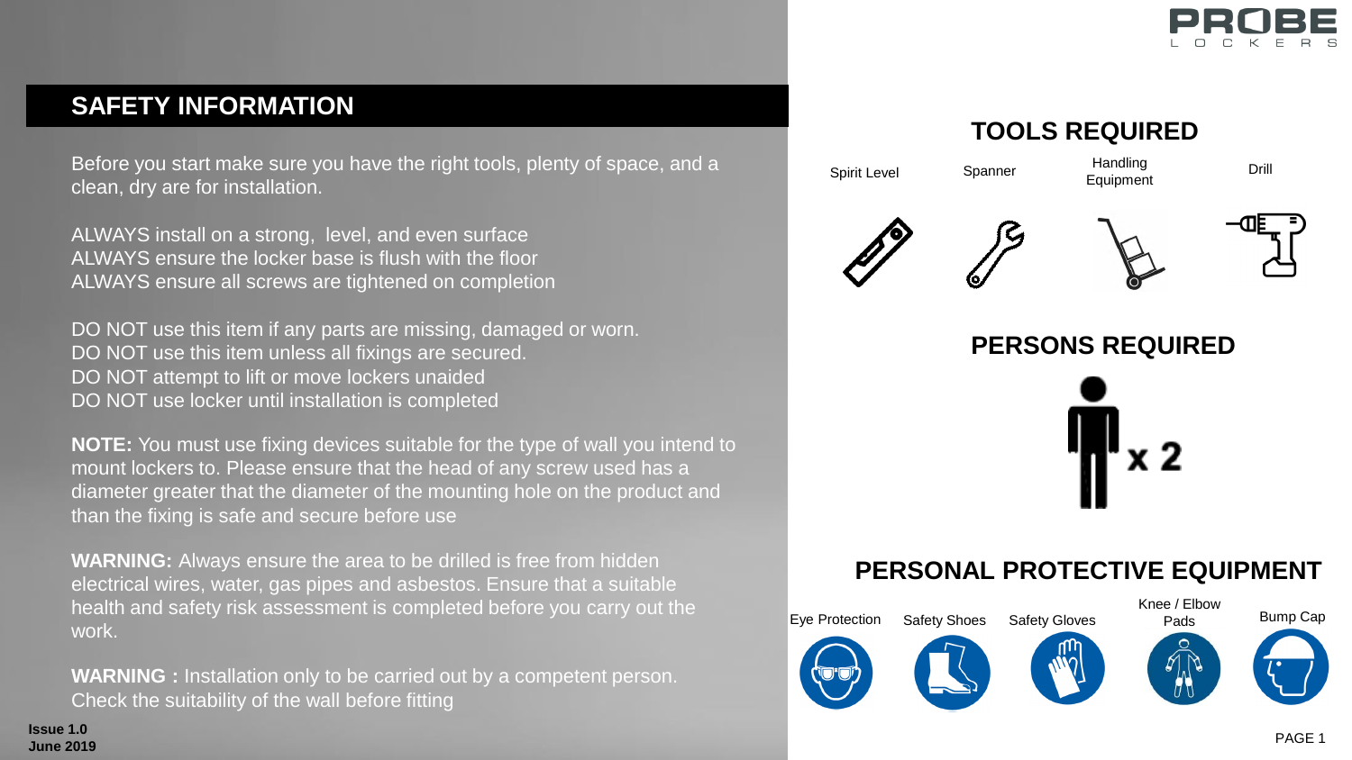## SAFETY INFORMATION

Before you start make sure you have the right tools, plenty of space, and a clean, dry are for installation.

ALWAYS install on a strong, level, and even surface
ALWAYS ensure the locker base is flush with the floor
ALWAYS ensure all screws are tightened on completion

DO NOT use this item if any parts are missing, damaged or worn.
DO NOT use this item unless all fixings are secured.
DO NOT attempt to lift or move lockers unaided
DO NOT use locker until installation is completed

**NOTE:** You must use fixing devices suitable for the type of wall you intend to mount lockers to. Please ensure that the head of any screw used has a diameter greater that the diameter of the mounting hole on the product and than the fixing is safe and secure before use

**WARNING:** Always ensure the area to be drilled is free from hidden electrical wires, water, gas pipes and asbestos. Ensure that a suitable health and safety risk assessment is completed before you carry out the work.

**WARNING :** Installation only to be carried out by a competent person. Check the suitability of the wall before fitting

**Issue 1.0**
**June 2019**

## TOOLS REQUIRED

Spirit Level | Spanner | Handling Equipment | Drill

## PERSONS REQUIRED

x 2

## PERSONAL PROTECTIVE EQUIPMENT

Eye Protection | Safety Shoes | Safety Gloves | Knee / Elbow Pads | Bump Cap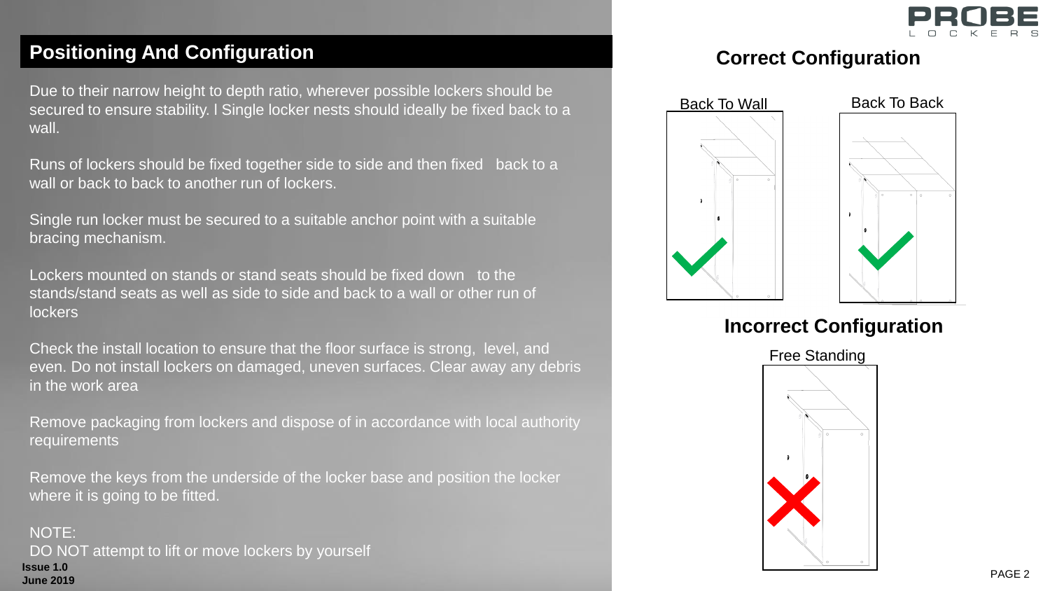## Positioning And Configuration

Due to their narrow height to depth ratio, wherever possible lockers should be secured to ensure stability. l Single locker nests should ideally be fixed back to a wall.

Runs of lockers should be fixed together side to side and then fixed back to a wall or back to back to another run of lockers.

Single run locker must be secured to a suitable anchor point with a suitable bracing mechanism.

Lockers mounted on stands or stand seats should be fixed down to the stands/stand seats as well as side to side and back to a wall or other run of lockers

Check the install location to ensure that the floor surface is strong, level, and even. Do not install lockers on damaged, uneven surfaces. Clear away any debris in the work area

Remove packaging from lockers and dispose of in accordance with local authority requirements

Remove the keys from the underside of the locker base and position the locker where it is going to be fitted.

NOTE:
DO NOT attempt to lift or move lockers by yourself

**Issue 1.0**
**June 2019**

### Correct Configuration

Back To Wall

Back To Back

### Incorrect Configuration

Free Standing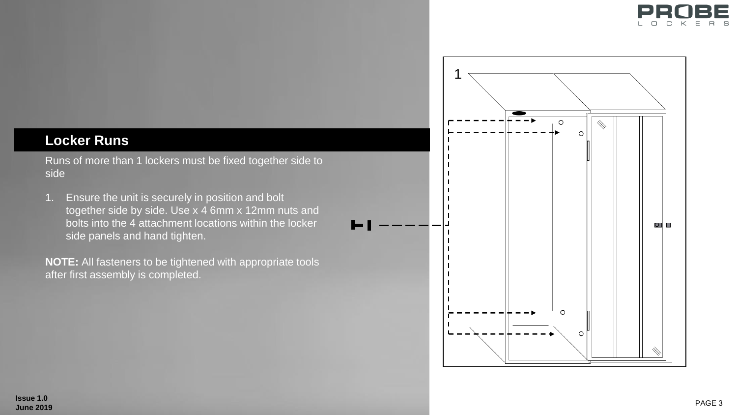## Locker Runs

Runs of more than 1 lockers must be fixed together side to side

1. Ensure the unit is securely in position and bolt together side by side. Use x 4 6mm x 12mm nuts and bolts into the 4 attachment locations within the locker side panels and hand tighten.

**NOTE:** All fasteners to be tightened with appropriate tools after first assembly is completed.

Issue 1.0
June 2019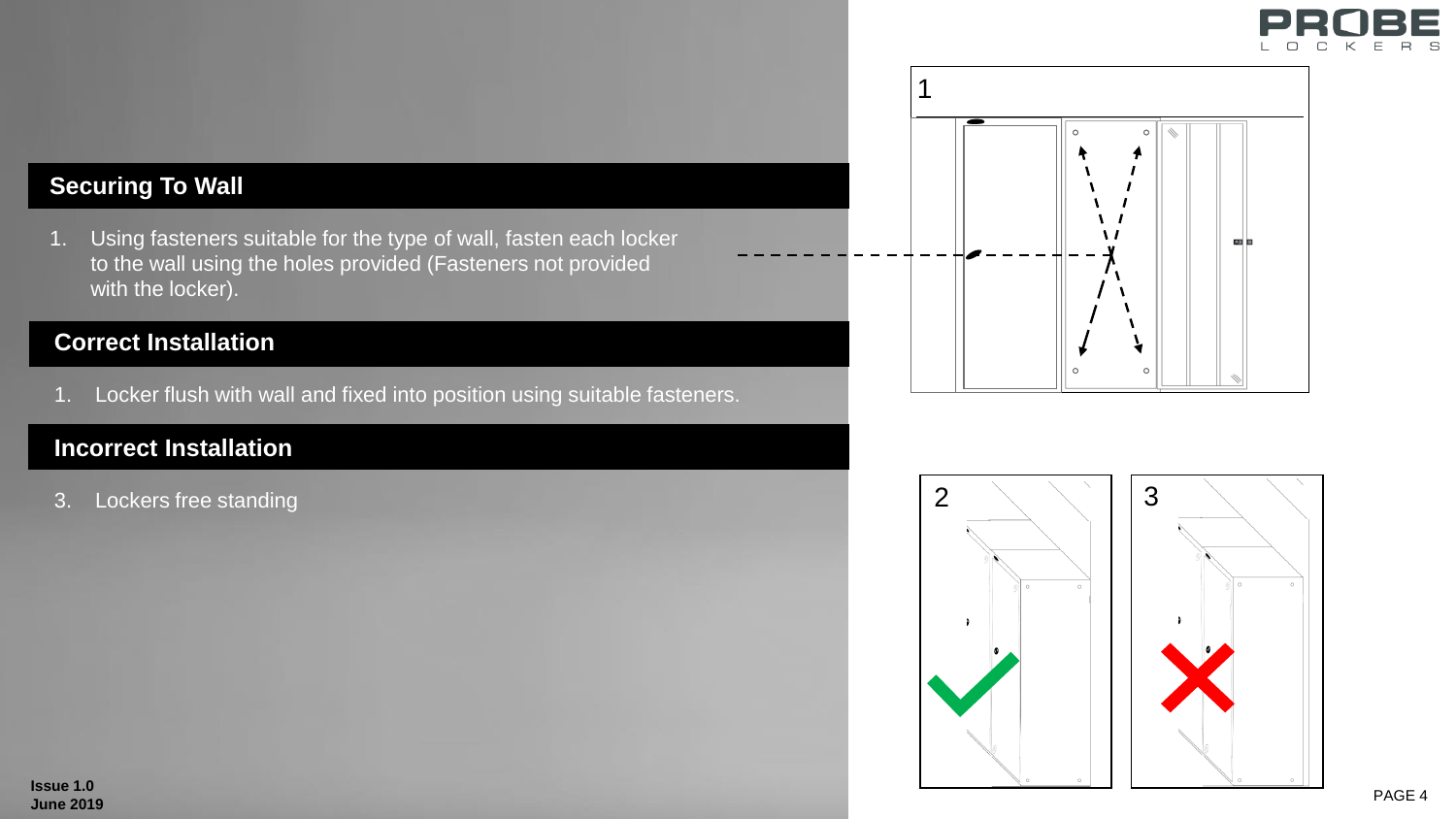## Securing To Wall

1. Using fasteners suitable for the type of wall, fasten each locker to the wall using the holes provided (Fasteners not provided with the locker).

## Correct Installation

1. Locker flush with wall and fixed into position using suitable fasteners.

## Incorrect Installation

3. Lockers free standing

Issue 1.0
June 2019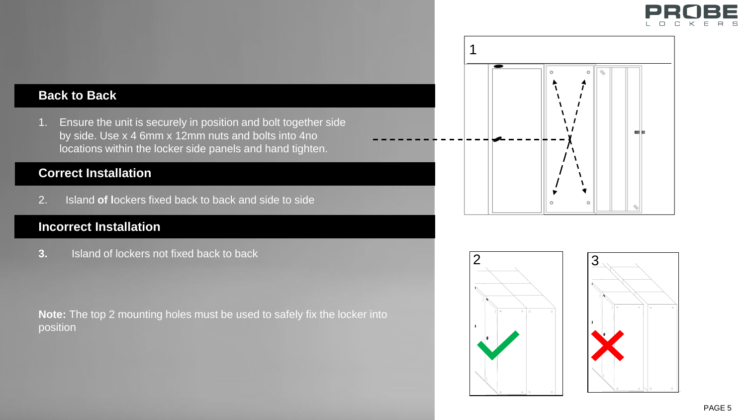## Back to Back

1. Ensure the unit is securely in position and bolt together side by side. Use x 4 6mm x 12mm nuts and bolts into 4no locations within the locker side panels and hand tighten.

## Correct Installation

2. Island **of l**ockers fixed back to back and side to side

## Incorrect Installation

**3.** Island of lockers not fixed back to back

**Note:** The top 2 mounting holes must be used to safely fix the locker into position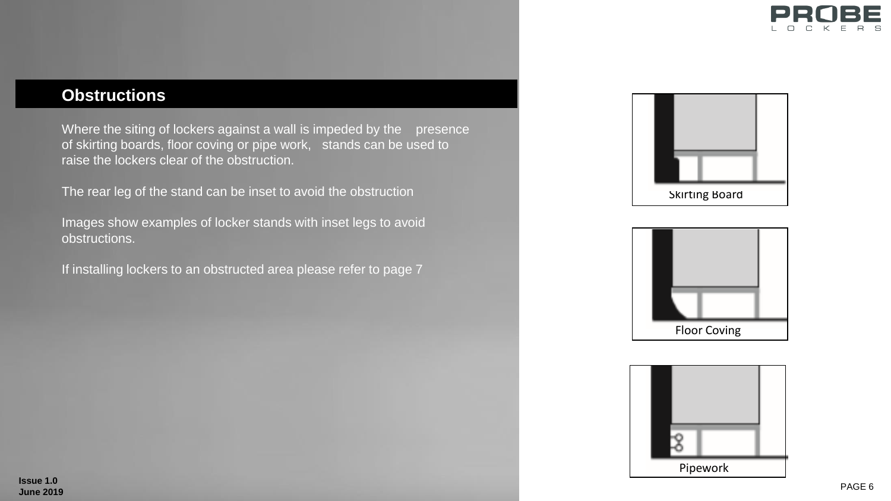## Obstructions

Where the siting of lockers against a wall is impeded by the presence of skirting boards, floor coving or pipe work, stands can be used to raise the lockers clear of the obstruction.

The rear leg of the stand can be inset to avoid the obstruction

Images show examples of locker stands with inset legs to avoid obstructions.

If installing lockers to an obstructed area please refer to page 7

Skirting Board

Floor Coving

Pipework

**Issue 1.0**
**June 2019**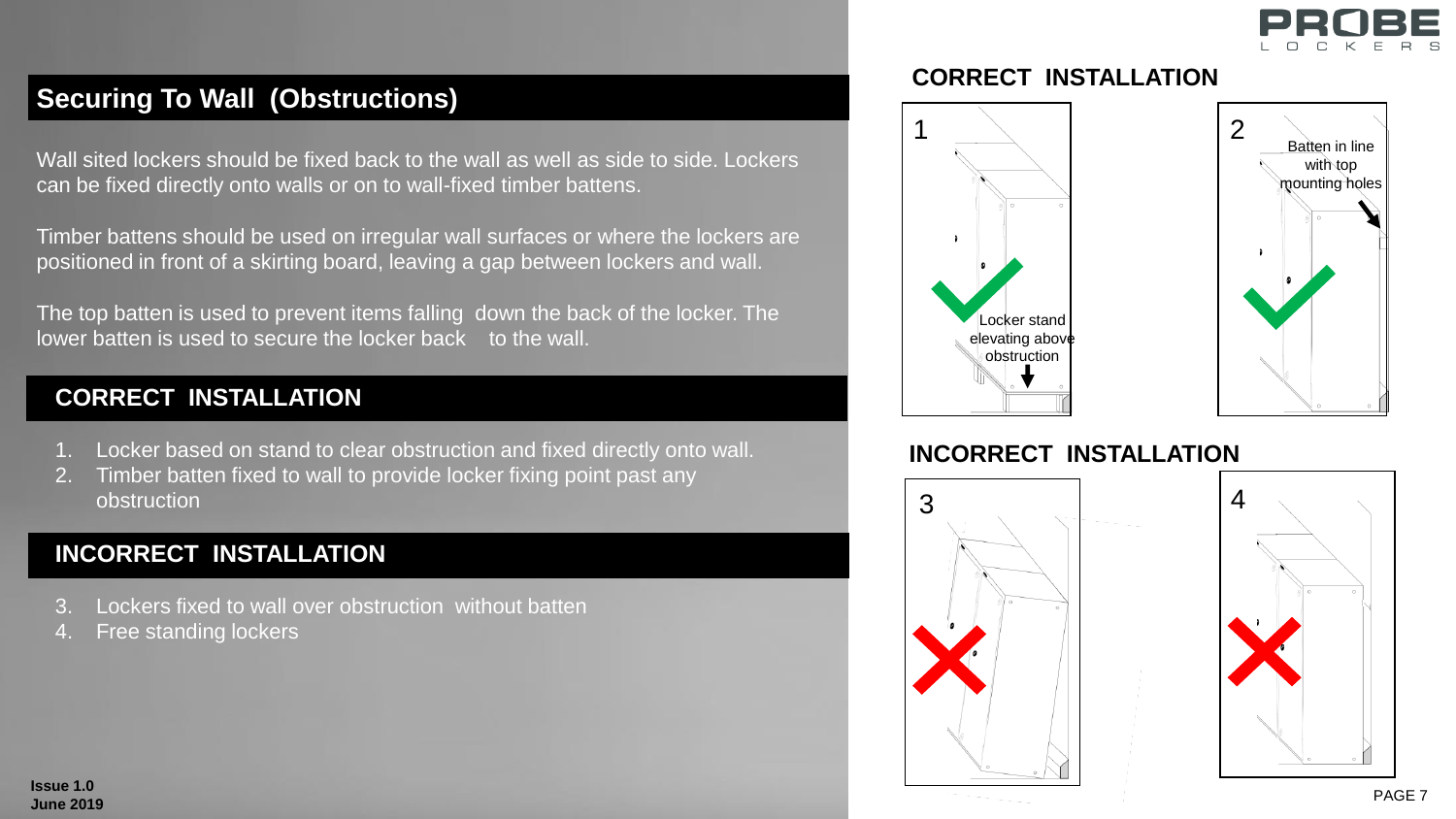## Securing To Wall (Obstructions)

Wall sited lockers should be fixed back to the wall as well as side to side. Lockers can be fixed directly onto walls or on to wall-fixed timber battens.

Timber battens should be used on irregular wall surfaces or where the lockers are positioned in front of a skirting board, leaving a gap between lockers and wall.

The top batten is used to prevent items falling down the back of the locker. The lower batten is used to secure the locker back to the wall.

### CORRECT INSTALLATION

1. Locker based on stand to clear obstruction and fixed directly onto wall.
2. Timber batten fixed to wall to provide locker fixing point past any obstruction

### INCORRECT INSTALLATION

3. Lockers fixed to wall over obstruction without batten
4. Free standing lockers

### CORRECT INSTALLATION

1

Locker stand elevating above obstruction

2

Batten in line with top mounting holes

### INCORRECT INSTALLATION

3

4

Issue 1.0
June 2019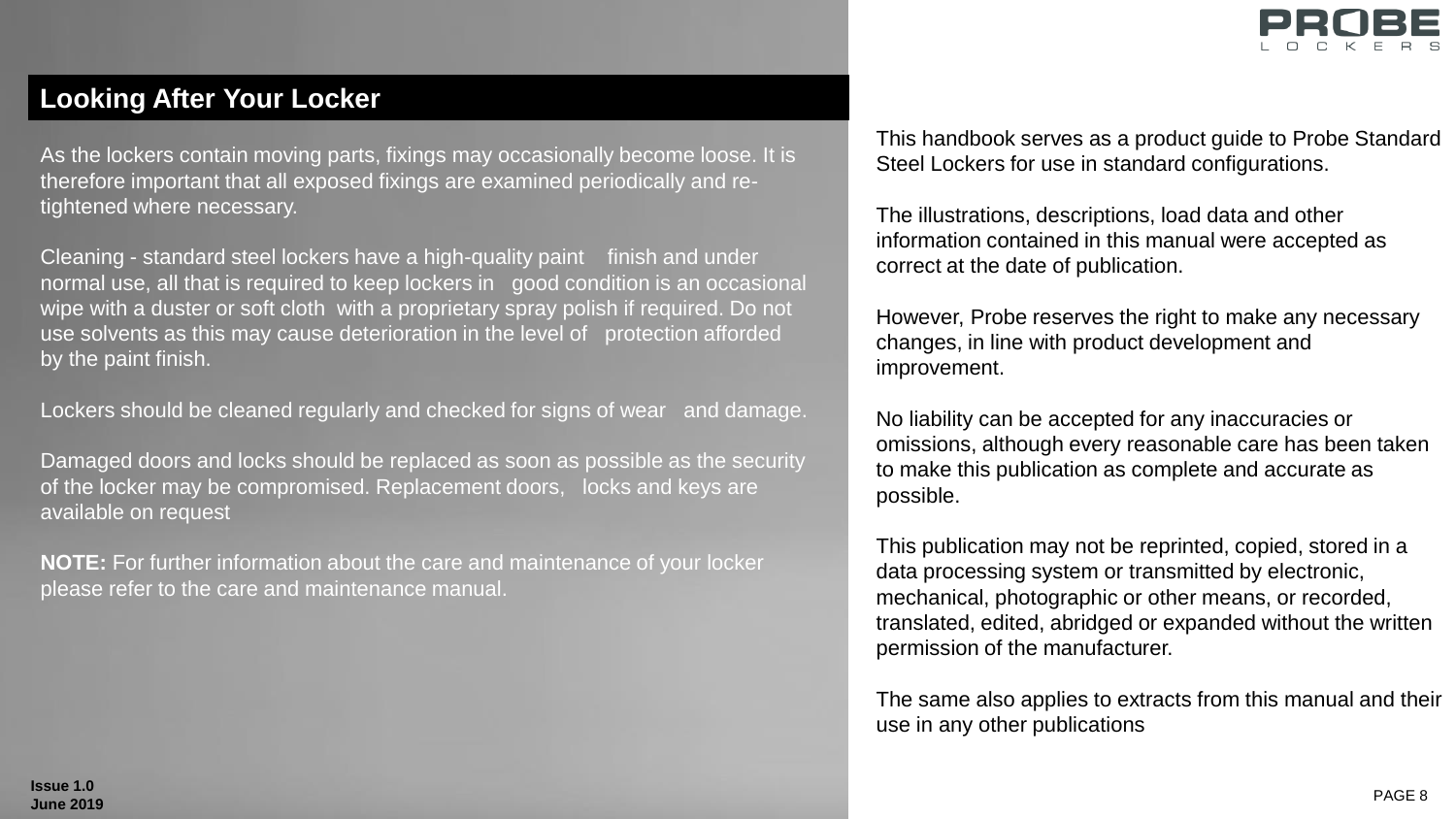## Looking After Your Locker

As the lockers contain moving parts, fixings may occasionally become loose. It is therefore important that all exposed fixings are examined periodically and re-tightened where necessary.

Cleaning - standard steel lockers have a high-quality paint finish and under normal use, all that is required to keep lockers in good condition is an occasional wipe with a duster or soft cloth with a proprietary spray polish if required. Do not use solvents as this may cause deterioration in the level of protection afforded by the paint finish.

Lockers should be cleaned regularly and checked for signs of wear and damage.

Damaged doors and locks should be replaced as soon as possible as the security of the locker may be compromised. Replacement doors, locks and keys are available on request

**NOTE:** For further information about the care and maintenance of your locker please refer to the care and maintenance manual.

This handbook serves as a product guide to Probe Standard Steel Lockers for use in standard configurations.

The illustrations, descriptions, load data and other information contained in this manual were accepted as correct at the date of publication.

However, Probe reserves the right to make any necessary changes, in line with product development and improvement.

No liability can be accepted for any inaccuracies or omissions, although every reasonable care has been taken to make this publication as complete and accurate as possible.

This publication may not be reprinted, copied, stored in a data processing system or transmitted by electronic, mechanical, photographic or other means, or recorded, translated, edited, abridged or expanded without the written permission of the manufacturer.

The same also applies to extracts from this manual and their use in any other publications